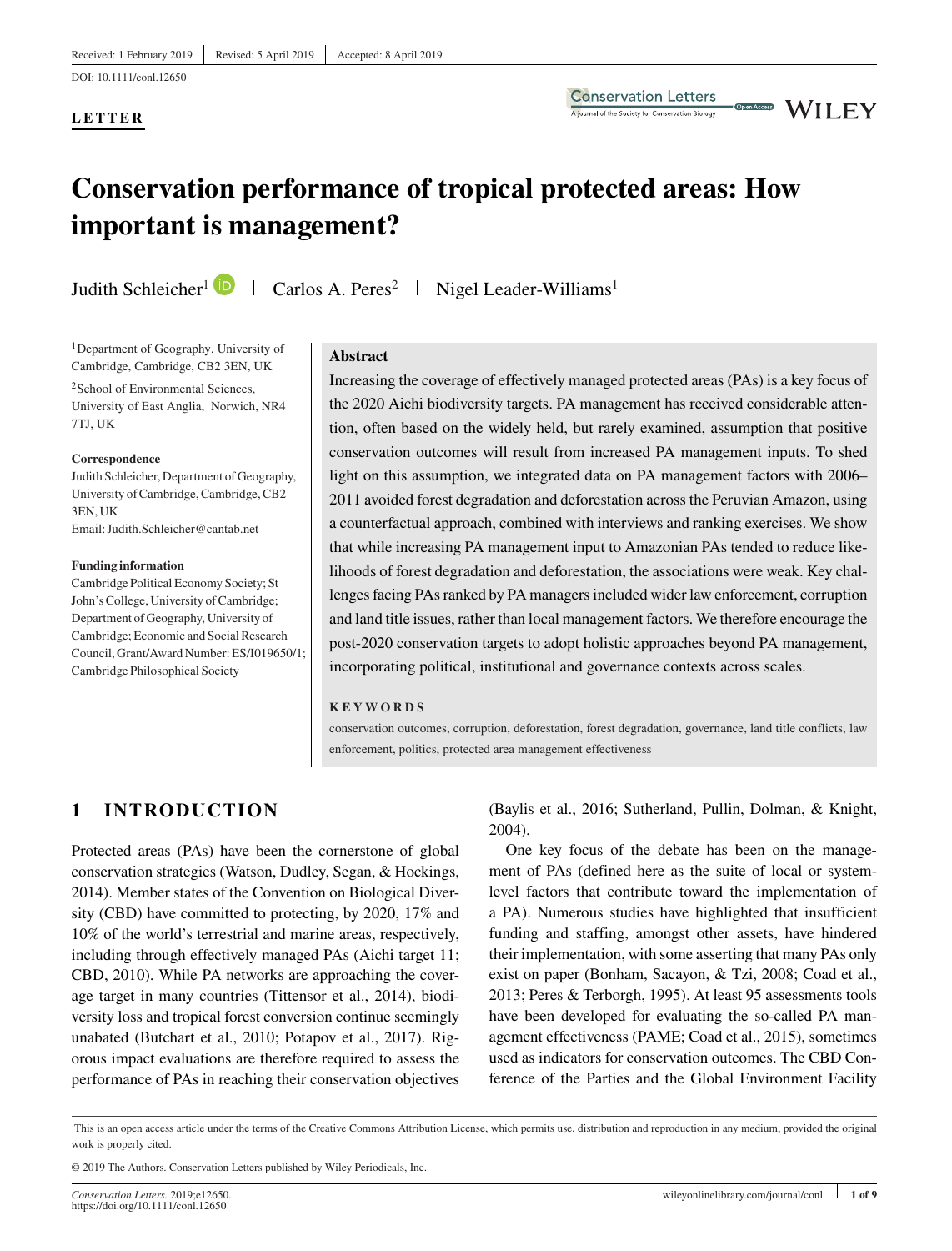Received: 1 February 2019 | Revised: 5 April 2019 | Accepted: 8 April 2019

DOI: 10.1111/conl.12650

**LETTER**

# Conservation performance of tropical protected areas: How important is management?

Judith Schleicher[1] | Carlos A. Peres[2] | Nigel Leader-Williams[1]

[1]Department of Geography, University of Cambridge, Cambridge, CB2 3EN, UK

[2]School of Environmental Sciences, University of East Anglia, Norwich, NR4 7TJ, UK

**Correspondence**
Judith Schleicher, Department of Geography, University of Cambridge, Cambridge, CB2 3EN, UK
Email: Judith.Schleicher@cantab.net

**Funding information**
Cambridge Political Economy Society; St John's College, University of Cambridge; Department of Geography, University of Cambridge; Economic and Social Research Council, Grant/Award Number: ES/I019650/1; Cambridge Philosophical Society

**Abstract**

Increasing the coverage of effectively managed protected areas (PAs) is a key focus of the 2020 Aichi biodiversity targets. PA management has received considerable attention, often based on the widely held, but rarely examined, assumption that positive conservation outcomes will result from increased PA management inputs. To shed light on this assumption, we integrated data on PA management factors with 2006–2011 avoided forest degradation and deforestation across the Peruvian Amazon, using a counterfactual approach, combined with interviews and ranking exercises. We show that while increasing PA management input to Amazonian PAs tended to reduce likelihoods of forest degradation and deforestation, the associations were weak. Key challenges facing PAs ranked by PA managers included wider law enforcement, corruption and land title issues, rather than local management factors. We therefore encourage the post-2020 conservation targets to adopt holistic approaches beyond PA management, incorporating political, institutional and governance contexts across scales.

**KEYWORDS**

conservation outcomes, corruption, deforestation, forest degradation, governance, land title conflicts, law enforcement, politics, protected area management effectiveness

## 1 | INTRODUCTION

Protected areas (PAs) have been the cornerstone of global conservation strategies (Watson, Dudley, Segan, & Hockings, 2014). Member states of the Convention on Biological Diversity (CBD) have committed to protecting, by 2020, 17% and 10% of the world's terrestrial and marine areas, respectively, including through effectively managed PAs (Aichi target 11; CBD, 2010). While PA networks are approaching the coverage target in many countries (Tittensor et al., 2014), biodiversity loss and tropical forest conversion continue seemingly unabated (Butchart et al., 2010; Potapov et al., 2017). Rigorous impact evaluations are therefore required to assess the performance of PAs in reaching their conservation objectives (Baylis et al., 2016; Sutherland, Pullin, Dolman, & Knight, 2004).

One key focus of the debate has been on the management of PAs (defined here as the suite of local or system-level factors that contribute toward the implementation of a PA). Numerous studies have highlighted that insufficient funding and staffing, amongst other assets, have hindered their implementation, with some asserting that many PAs only exist on paper (Bonham, Sacayon, & Tzi, 2008; Coad et al., 2013; Peres & Terborgh, 1995). At least 95 assessments tools have been developed for evaluating the so-called PA management effectiveness (PAME; Coad et al., 2015), sometimes used as indicators for conservation outcomes. The CBD Conference of the Parties and the Global Environment Facility

This is an open access article under the terms of the Creative Commons Attribution License, which permits use, distribution and reproduction in any medium, provided the original work is properly cited.

© 2019 The Authors. Conservation Letters published by Wiley Periodicals, Inc.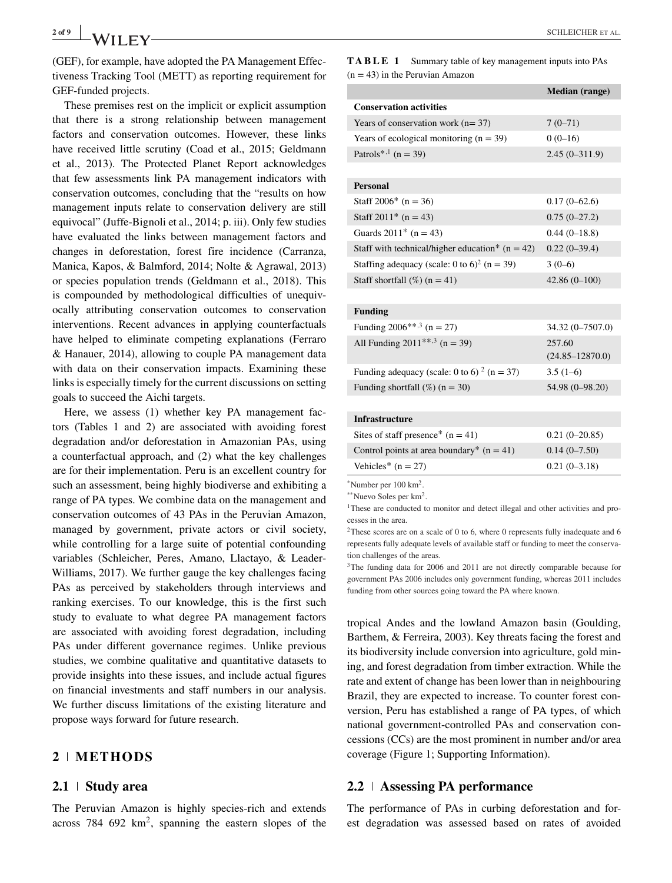(GEF), for example, have adopted the PA Management Effectiveness Tracking Tool (METT) as reporting requirement for GEF-funded projects.

These premises rest on the implicit or explicit assumption that there is a strong relationship between management factors and conservation outcomes. However, these links have received little scrutiny (Coad et al., 2015; Geldmann et al., 2013). The Protected Planet Report acknowledges that few assessments link PA management indicators with conservation outcomes, concluding that the "results on how management inputs relate to conservation delivery are still equivocal" (Juffe-Bignoli et al., 2014; p. iii). Only few studies have evaluated the links between management factors and changes in deforestation, forest fire incidence (Carranza, Manica, Kapos, & Balmford, 2014; Nolte & Agrawal, 2013) or species population trends (Geldmann et al., 2018). This is compounded by methodological difficulties of unequivocally attributing conservation outcomes to conservation interventions. Recent advances in applying counterfactuals have helped to eliminate competing explanations (Ferraro & Hanauer, 2014), allowing to couple PA management data with data on their conservation impacts. Examining these links is especially timely for the current discussions on setting goals to succeed the Aichi targets.

Here, we assess (1) whether key PA management factors (Tables 1 and 2) are associated with avoiding forest degradation and/or deforestation in Amazonian PAs, using a counterfactual approach, and (2) what the key challenges are for their implementation. Peru is an excellent country for such an assessment, being highly biodiverse and exhibiting a range of PA types. We combine data on the management and conservation outcomes of 43 PAs in the Peruvian Amazon, managed by government, private actors or civil society, while controlling for a large suite of potential confounding variables (Schleicher, Peres, Amano, Llactayo, & Leader-Williams, 2017). We further gauge the key challenges facing PAs as perceived by stakeholders through interviews and ranking exercises. To our knowledge, this is the first such study to evaluate to what degree PA management factors are associated with avoiding forest degradation, including PAs under different governance regimes. Unlike previous studies, we combine qualitative and quantitative datasets to provide insights into these issues, and include actual figures on financial investments and staff numbers in our analysis. We further discuss limitations of the existing literature and propose ways forward for future research.

**TABLE 1** Summary table of key management inputs into PAs (n = 43) in the Peruvian Amazon

| | Median (range) |
|---|---|
| **Conservation activities** | |
| Years of conservation work (n= 37) | 7 (0–71) |
| Years of ecological monitoring (n = 39) | 0 (0–16) |
| Patrols*,[1] (n = 39) | 2.45 (0–311.9) |
| **Personal** | |
| Staff 2006* (n = 36) | 0.17 (0–62.6) |
| Staff 2011* (n = 43) | 0.75 (0–27.2) |
| Guards 2011* (n = 43) | 0.44 (0–18.8) |
| Staff with technical/higher education* (n = 42) | 0.22 (0–39.4) |
| Staffing adequacy (scale: 0 to 6)[2] (n = 39) | 3 (0–6) |
| Staff shortfall (%) (n = 41) | 42.86 (0–100) |
| **Funding** | |
| Funding 2006**,[3] (n = 27) | 34.32 (0–7507.0) |
| All Funding 2011**,[3] (n = 39) | 257.60 (24.85–12870.0) |
| Funding adequacy (scale: 0 to 6) [2] (n = 37) | 3.5 (1–6) |
| Funding shortfall (%) (n = 30) | 54.98 (0–98.20) |
| **Infrastructure** | |
| Sites of staff presence* (n = 41) | 0.21 (0–20.85) |
| Control points at area boundary* (n = 41) | 0.14 (0–7.50) |
| Vehicles* (n = 27) | 0.21 (0–3.18) |

*Number per 100 km$^2$.

**Nuevo Soles per km$^2$.

[1]These are conducted to monitor and detect illegal and other activities and processes in the area.

[2]These scores are on a scale of 0 to 6, where 0 represents fully inadequate and 6 represents fully adequate levels of available staff or funding to meet the conservation challenges of the areas.

[3]The funding data for 2006 and 2011 are not directly comparable because for government PAs 2006 includes only government funding, whereas 2011 includes funding from other sources going toward the PA where known.

## 2 | METHODS

### 2.1 | Study area

The Peruvian Amazon is highly species-rich and extends across 784 692 km$^2$, spanning the eastern slopes of the tropical Andes and the lowland Amazon basin (Goulding, Barthem, & Ferreira, 2003). Key threats facing the forest and its biodiversity include conversion into agriculture, gold mining, and forest degradation from timber extraction. While the rate and extent of change has been lower than in neighbouring Brazil, they are expected to increase. To counter forest conversion, Peru has established a range of PA types, of which national government-controlled PAs and conservation concessions (CCs) are the most prominent in number and/or area coverage (Figure 1; Supporting Information).

### 2.2 | Assessing PA performance

The performance of PAs in curbing deforestation and forest degradation was assessed based on rates of avoided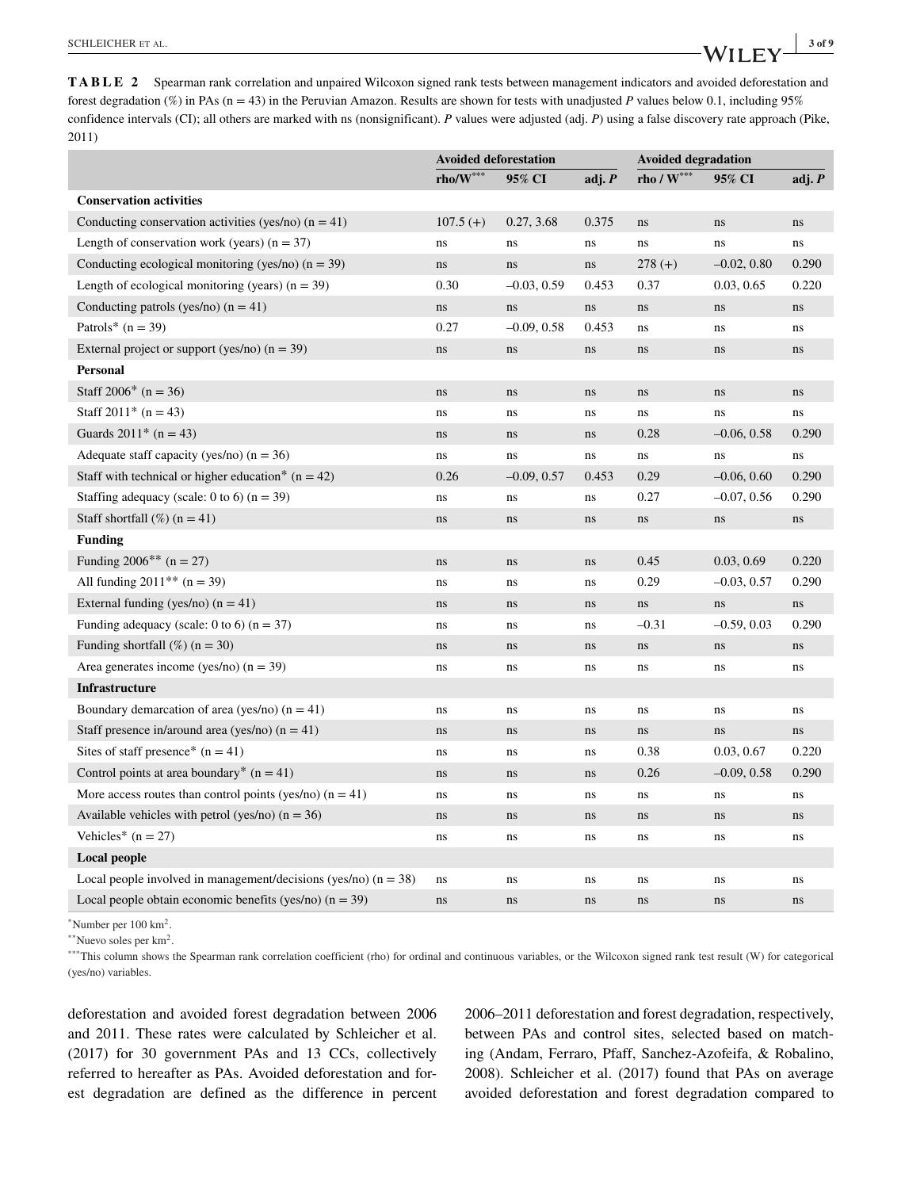**TABLE 2** Spearman rank correlation and unpaired Wilcoxon signed rank tests between management indicators and avoided deforestation and forest degradation (%) in PAs (n = 43) in the Peruvian Amazon. Results are shown for tests with unadjusted *P* values below 0.1, including 95% confidence intervals (CI); all others are marked with ns (nonsignificant). *P* values were adjusted (adj. *P*) using a false discovery rate approach (Pike, 2011)

| | Avoided deforestation | | | Avoided degradation | | |
|---|---|---|---|---|---|---|
| | rho/W*** | 95% CI | adj. *P* | rho / W*** | 95% CI | adj. *P* |
| **Conservation activities** | | | | | | |
| Conducting conservation activities (yes/no) (n = 41) | 107.5 (+) | 0.27, 3.68 | 0.375 | ns | ns | ns |
| Length of conservation work (years) (n = 37) | ns | ns | ns | ns | ns | ns |
| Conducting ecological monitoring (yes/no) (n = 39) | ns | ns | ns | 278 (+) | –0.02, 0.80 | 0.290 |
| Length of ecological monitoring (years) (n = 39) | 0.30 | –0.03, 0.59 | 0.453 | 0.37 | 0.03, 0.65 | 0.220 |
| Conducting patrols (yes/no) (n = 41) | ns | ns | ns | ns | ns | ns |
| Patrols* (n = 39) | 0.27 | –0.09, 0.58 | 0.453 | ns | ns | ns |
| External project or support (yes/no) (n = 39) | ns | ns | ns | ns | ns | ns |
| **Personal** | | | | | | |
| Staff 2006* (n = 36) | ns | ns | ns | ns | ns | ns |
| Staff 2011* (n = 43) | ns | ns | ns | ns | ns | ns |
| Guards 2011* (n = 43) | ns | ns | ns | 0.28 | –0.06, 0.58 | 0.290 |
| Adequate staff capacity (yes/no) (n = 36) | ns | ns | ns | ns | ns | ns |
| Staff with technical or higher education* (n = 42) | 0.26 | –0.09, 0.57 | 0.453 | 0.29 | –0.06, 0.60 | 0.290 |
| Staffing adequacy (scale: 0 to 6) (n = 39) | ns | ns | ns | 0.27 | –0.07, 0.56 | 0.290 |
| Staff shortfall (%) (n = 41) | ns | ns | ns | ns | ns | ns |
| **Funding** | | | | | | |
| Funding 2006** (n = 27) | ns | ns | ns | 0.45 | 0.03, 0.69 | 0.220 |
| All funding 2011** (n = 39) | ns | ns | ns | 0.29 | –0.03, 0.57 | 0.290 |
| External funding (yes/no) (n = 41) | ns | ns | ns | ns | ns | ns |
| Funding adequacy (scale: 0 to 6) (n = 37) | ns | ns | ns | –0.31 | –0.59, 0.03 | 0.290 |
| Funding shortfall (%) (n = 30) | ns | ns | ns | ns | ns | ns |
| Area generates income (yes/no) (n = 39) | ns | ns | ns | ns | ns | ns |
| **Infrastructure** | | | | | | |
| Boundary demarcation of area (yes/no) (n = 41) | ns | ns | ns | ns | ns | ns |
| Staff presence in/around area (yes/no) (n = 41) | ns | ns | ns | ns | ns | ns |
| Sites of staff presence* (n = 41) | ns | ns | ns | 0.38 | 0.03, 0.67 | 0.220 |
| Control points at area boundary* (n = 41) | ns | ns | ns | 0.26 | –0.09, 0.58 | 0.290 |
| More access routes than control points (yes/no) (n = 41) | ns | ns | ns | ns | ns | ns |
| Available vehicles with petrol (yes/no) (n = 36) | ns | ns | ns | ns | ns | ns |
| Vehicles* (n = 27) | ns | ns | ns | ns | ns | ns |
| **Local people** | | | | | | |
| Local people involved in management/decisions (yes/no) (n = 38) | ns | ns | ns | ns | ns | ns |
| Local people obtain economic benefits (yes/no) (n = 39) | ns | ns | ns | ns | ns | ns |

*Number per 100 km$^2$.

**Nuevo soles per km$^2$.

***This column shows the Spearman rank correlation coefficient (rho) for ordinal and continuous variables, or the Wilcoxon signed rank test result (W) for categorical (yes/no) variables.

deforestation and avoided forest degradation between 2006 and 2011. These rates were calculated by Schleicher et al. (2017) for 30 government PAs and 13 CCs, collectively referred to hereafter as PAs. Avoided deforestation and forest degradation are defined as the difference in percent 2006–2011 deforestation and forest degradation, respectively, between PAs and control sites, selected based on matching (Andam, Ferraro, Pfaff, Sanchez-Azofeifa, & Robalino, 2008). Schleicher et al. (2017) found that PAs on average avoided deforestation and forest degradation compared to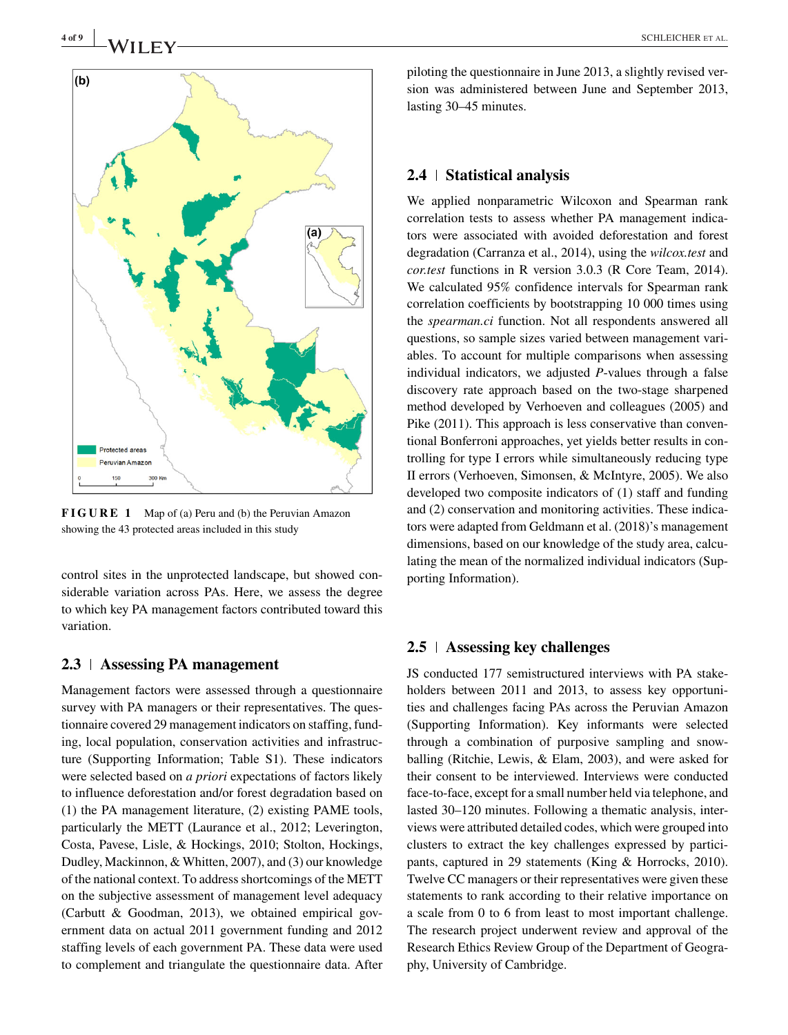FIGURE 1 Map of (a) Peru and (b) the Peruvian Amazon showing the 43 protected areas included in this study

control sites in the unprotected landscape, but showed considerable variation across PAs. Here, we assess the degree to which key PA management factors contributed toward this variation.

## 2.3 | Assessing PA management

Management factors were assessed through a questionnaire survey with PA managers or their representatives. The questionnaire covered 29 management indicators on staffing, funding, local population, conservation activities and infrastructure (Supporting Information; Table S1). These indicators were selected based on *a priori* expectations of factors likely to influence deforestation and/or forest degradation based on (1) the PA management literature, (2) existing PAME tools, particularly the METT (Laurance et al., 2012; Leverington, Costa, Pavese, Lisle, & Hockings, 2010; Stolton, Hockings, Dudley, Mackinnon, & Whitten, 2007), and (3) our knowledge of the national context. To address shortcomings of the METT on the subjective assessment of management level adequacy (Carbutt & Goodman, 2013), we obtained empirical government data on actual 2011 government funding and 2012 staffing levels of each government PA. These data were used to complement and triangulate the questionnaire data. After piloting the questionnaire in June 2013, a slightly revised version was administered between June and September 2013, lasting 30–45 minutes.

## 2.4 | Statistical analysis

We applied nonparametric Wilcoxon and Spearman rank correlation tests to assess whether PA management indicators were associated with avoided deforestation and forest degradation (Carranza et al., 2014), using the *wilcox.test* and *cor.test* functions in R version 3.0.3 (R Core Team, 2014). We calculated 95% confidence intervals for Spearman rank correlation coefficients by bootstrapping 10 000 times using the *spearman.ci* function. Not all respondents answered all questions, so sample sizes varied between management variables. To account for multiple comparisons when assessing individual indicators, we adjusted *P*-values through a false discovery rate approach based on the two-stage sharpened method developed by Verhoeven and colleagues (2005) and Pike (2011). This approach is less conservative than conventional Bonferroni approaches, yet yields better results in controlling for type I errors while simultaneously reducing type II errors (Verhoeven, Simonsen, & McIntyre, 2005). We also developed two composite indicators of (1) staff and funding and (2) conservation and monitoring activities. These indicators were adapted from Geldmann et al. (2018)'s management dimensions, based on our knowledge of the study area, calculating the mean of the normalized individual indicators (Supporting Information).

## 2.5 | Assessing key challenges

JS conducted 177 semistructured interviews with PA stakeholders between 2011 and 2013, to assess key opportunities and challenges facing PAs across the Peruvian Amazon (Supporting Information). Key informants were selected through a combination of purposive sampling and snowballing (Ritchie, Lewis, & Elam, 2003), and were asked for their consent to be interviewed. Interviews were conducted face-to-face, except for a small number held via telephone, and lasted 30–120 minutes. Following a thematic analysis, interviews were attributed detailed codes, which were grouped into clusters to extract the key challenges expressed by participants, captured in 29 statements (King & Horrocks, 2010). Twelve CC managers or their representatives were given these statements to rank according to their relative importance on a scale from 0 to 6 from least to most important challenge. The research project underwent review and approval of the Research Ethics Review Group of the Department of Geography, University of Cambridge.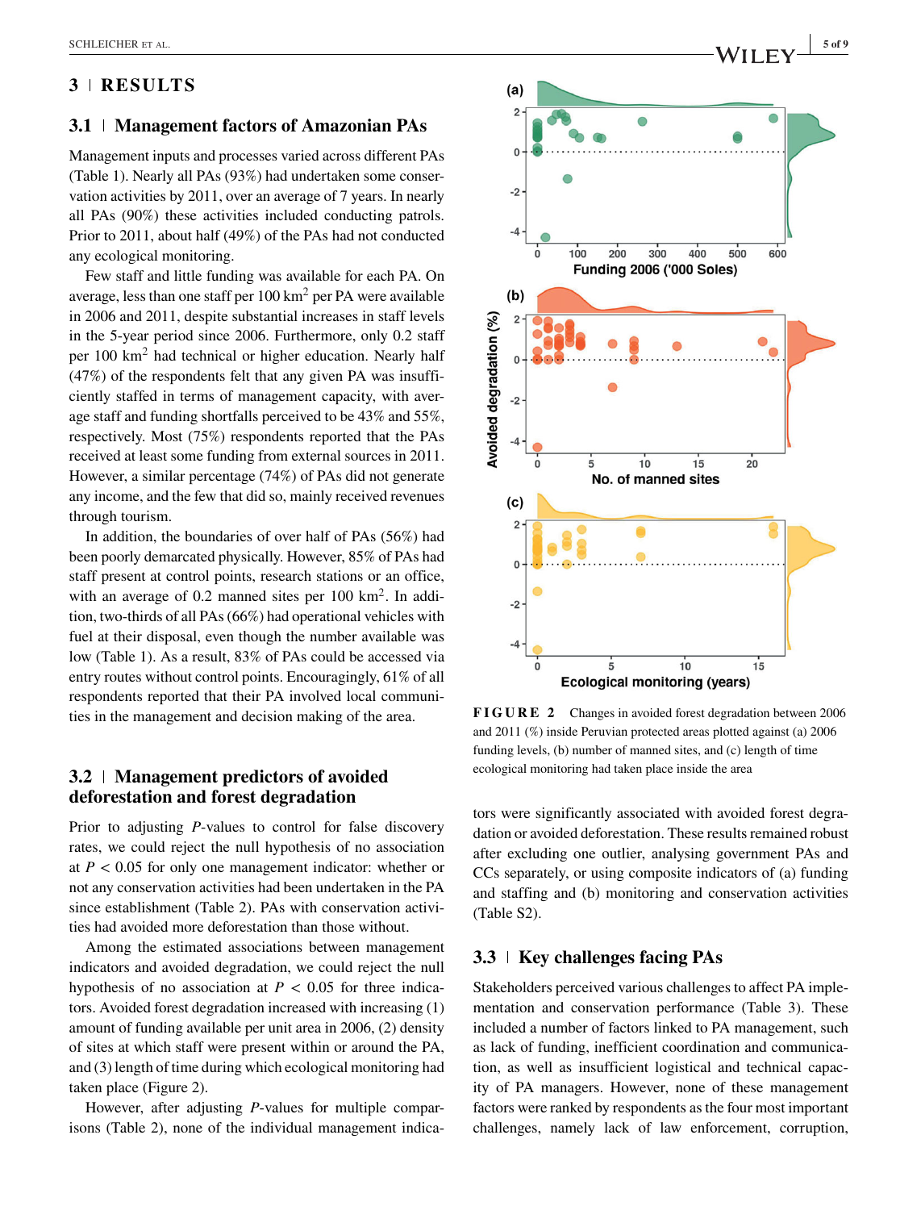## 3 | RESULTS

### 3.1 | Management factors of Amazonian PAs

Management inputs and processes varied across different PAs (Table 1). Nearly all PAs (93%) had undertaken some conservation activities by 2011, over an average of 7 years. In nearly all PAs (90%) these activities included conducting patrols. Prior to 2011, about half (49%) of the PAs had not conducted any ecological monitoring.

Few staff and little funding was available for each PA. On average, less than one staff per 100 $km^2$ per PA were available in 2006 and 2011, despite substantial increases in staff levels in the 5-year period since 2006. Furthermore, only 0.2 staff per 100 $km^2$ had technical or higher education. Nearly half (47%) of the respondents felt that any given PA was insufficiently staffed in terms of management capacity, with average staff and funding shortfalls perceived to be 43% and 55%, respectively. Most (75%) respondents reported that the PAs received at least some funding from external sources in 2011. However, a similar percentage (74%) of PAs did not generate any income, and the few that did so, mainly received revenues through tourism.

In addition, the boundaries of over half of PAs (56%) had been poorly demarcated physically. However, 85% of PAs had staff present at control points, research stations or an office, with an average of 0.2 manned sites per 100 $km^2$. In addition, two-thirds of all PAs (66%) had operational vehicles with fuel at their disposal, even though the number available was low (Table 1). As a result, 83% of PAs could be accessed via entry routes without control points. Encouragingly, 61% of all respondents reported that their PA involved local communities in the management and decision making of the area.

### 3.2 | Management predictors of avoided deforestation and forest degradation

Prior to adjusting *P*-values to control for false discovery rates, we could reject the null hypothesis of no association at $P < 0.05$ for only one management indicator: whether or not any conservation activities had been undertaken in the PA since establishment (Table 2). PAs with conservation activities had avoided more deforestation than those without.

Among the estimated associations between management indicators and avoided degradation, we could reject the null hypothesis of no association at $P < 0.05$ for three indicators. Avoided forest degradation increased with increasing (1) amount of funding available per unit area in 2006, (2) density of sites at which staff were present within or around the PA, and (3) length of time during which ecological monitoring had taken place (Figure 2).

However, after adjusting *P*-values for multiple comparisons (Table 2), none of the individual management indicators were significantly associated with avoided forest degradation or avoided deforestation. These results remained robust after excluding one outlier, analysing government PAs and CCs separately, or using composite indicators of (a) funding and staffing and (b) monitoring and conservation activities (Table S2).

**FIGURE 2** Changes in avoided forest degradation between 2006 and 2011 (%) inside Peruvian protected areas plotted against (a) 2006 funding levels, (b) number of manned sites, and (c) length of time ecological monitoring had taken place inside the area

### 3.3 | Key challenges facing PAs

Stakeholders perceived various challenges to affect PA implementation and conservation performance (Table 3). These included a number of factors linked to PA management, such as lack of funding, inefficient coordination and communication, as well as insufficient logistical and technical capacity of PA managers. However, none of these management factors were ranked by respondents as the four most important challenges, namely lack of law enforcement, corruption,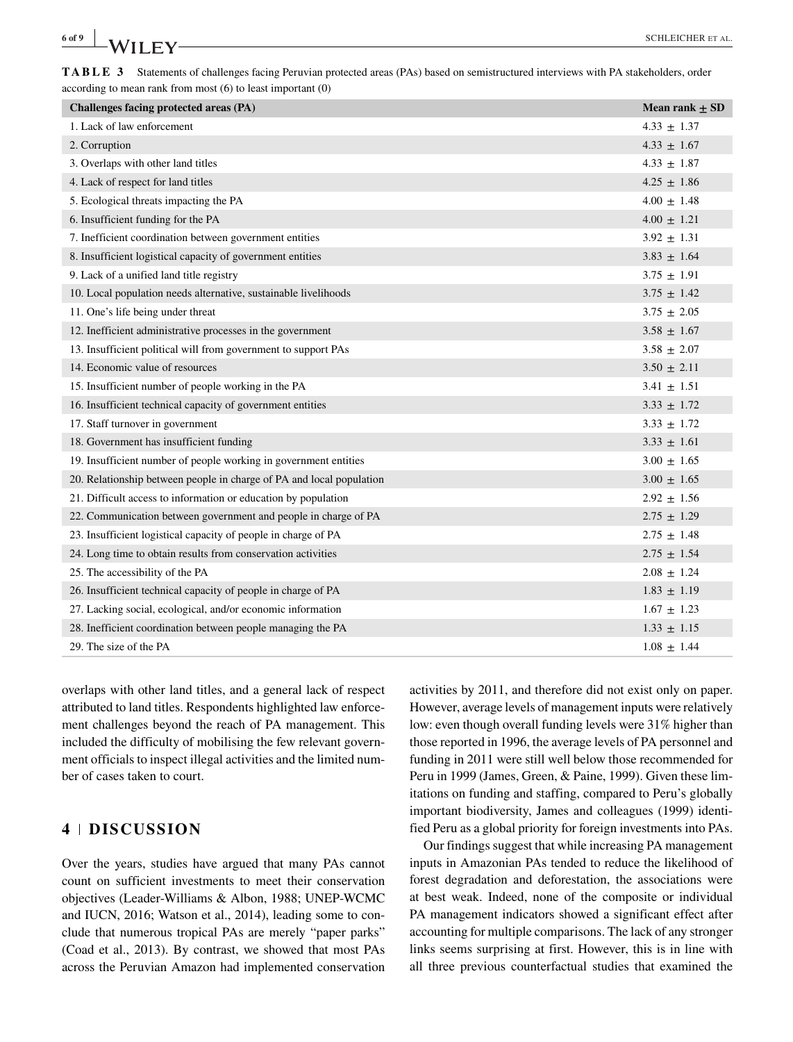**TABLE 3** Statements of challenges facing Peruvian protected areas (PAs) based on semistructured interviews with PA stakeholders, order according to mean rank from most (6) to least important (0)

| Challenges facing protected areas (PA) | Mean rank ± SD |
|---|---|
| 1. Lack of law enforcement | 4.33 ± 1.37 |
| 2. Corruption | 4.33 ± 1.67 |
| 3. Overlaps with other land titles | 4.33 ± 1.87 |
| 4. Lack of respect for land titles | 4.25 ± 1.86 |
| 5. Ecological threats impacting the PA | 4.00 ± 1.48 |
| 6. Insufficient funding for the PA | 4.00 ± 1.21 |
| 7. Inefficient coordination between government entities | 3.92 ± 1.31 |
| 8. Insufficient logistical capacity of government entities | 3.83 ± 1.64 |
| 9. Lack of a unified land title registry | 3.75 ± 1.91 |
| 10. Local population needs alternative, sustainable livelihoods | 3.75 ± 1.42 |
| 11. One's life being under threat | 3.75 ± 2.05 |
| 12. Inefficient administrative processes in the government | 3.58 ± 1.67 |
| 13. Insufficient political will from government to support PAs | 3.58 ± 2.07 |
| 14. Economic value of resources | 3.50 ± 2.11 |
| 15. Insufficient number of people working in the PA | 3.41 ± 1.51 |
| 16. Insufficient technical capacity of government entities | 3.33 ± 1.72 |
| 17. Staff turnover in government | 3.33 ± 1.72 |
| 18. Government has insufficient funding | 3.33 ± 1.61 |
| 19. Insufficient number of people working in government entities | 3.00 ± 1.65 |
| 20. Relationship between people in charge of PA and local population | 3.00 ± 1.65 |
| 21. Difficult access to information or education by population | 2.92 ± 1.56 |
| 22. Communication between government and people in charge of PA | 2.75 ± 1.29 |
| 23. Insufficient logistical capacity of people in charge of PA | 2.75 ± 1.48 |
| 24. Long time to obtain results from conservation activities | 2.75 ± 1.54 |
| 25. The accessibility of the PA | 2.08 ± 1.24 |
| 26. Insufficient technical capacity of people in charge of PA | 1.83 ± 1.19 |
| 27. Lacking social, ecological, and/or economic information | 1.67 ± 1.23 |
| 28. Inefficient coordination between people managing the PA | 1.33 ± 1.15 |
| 29. The size of the PA | 1.08 ± 1.44 |

overlaps with other land titles, and a general lack of respect attributed to land titles. Respondents highlighted law enforcement challenges beyond the reach of PA management. This included the difficulty of mobilising the few relevant government officials to inspect illegal activities and the limited number of cases taken to court.

## 4 | DISCUSSION

Over the years, studies have argued that many PAs cannot count on sufficient investments to meet their conservation objectives (Leader-Williams & Albon, 1988; UNEP-WCMC and IUCN, 2016; Watson et al., 2014), leading some to conclude that numerous tropical PAs are merely "paper parks" (Coad et al., 2013). By contrast, we showed that most PAs across the Peruvian Amazon had implemented conservation activities by 2011, and therefore did not exist only on paper. However, average levels of management inputs were relatively low: even though overall funding levels were 31% higher than those reported in 1996, the average levels of PA personnel and funding in 2011 were still well below those recommended for Peru in 1999 (James, Green, & Paine, 1999). Given these limitations on funding and staffing, compared to Peru's globally important biodiversity, James and colleagues (1999) identified Peru as a global priority for foreign investments into PAs.

Our findings suggest that while increasing PA management inputs in Amazonian PAs tended to reduce the likelihood of forest degradation and deforestation, the associations were at best weak. Indeed, none of the composite or individual PA management indicators showed a significant effect after accounting for multiple comparisons. The lack of any stronger links seems surprising at first. However, this is in line with all three previous counterfactual studies that examined the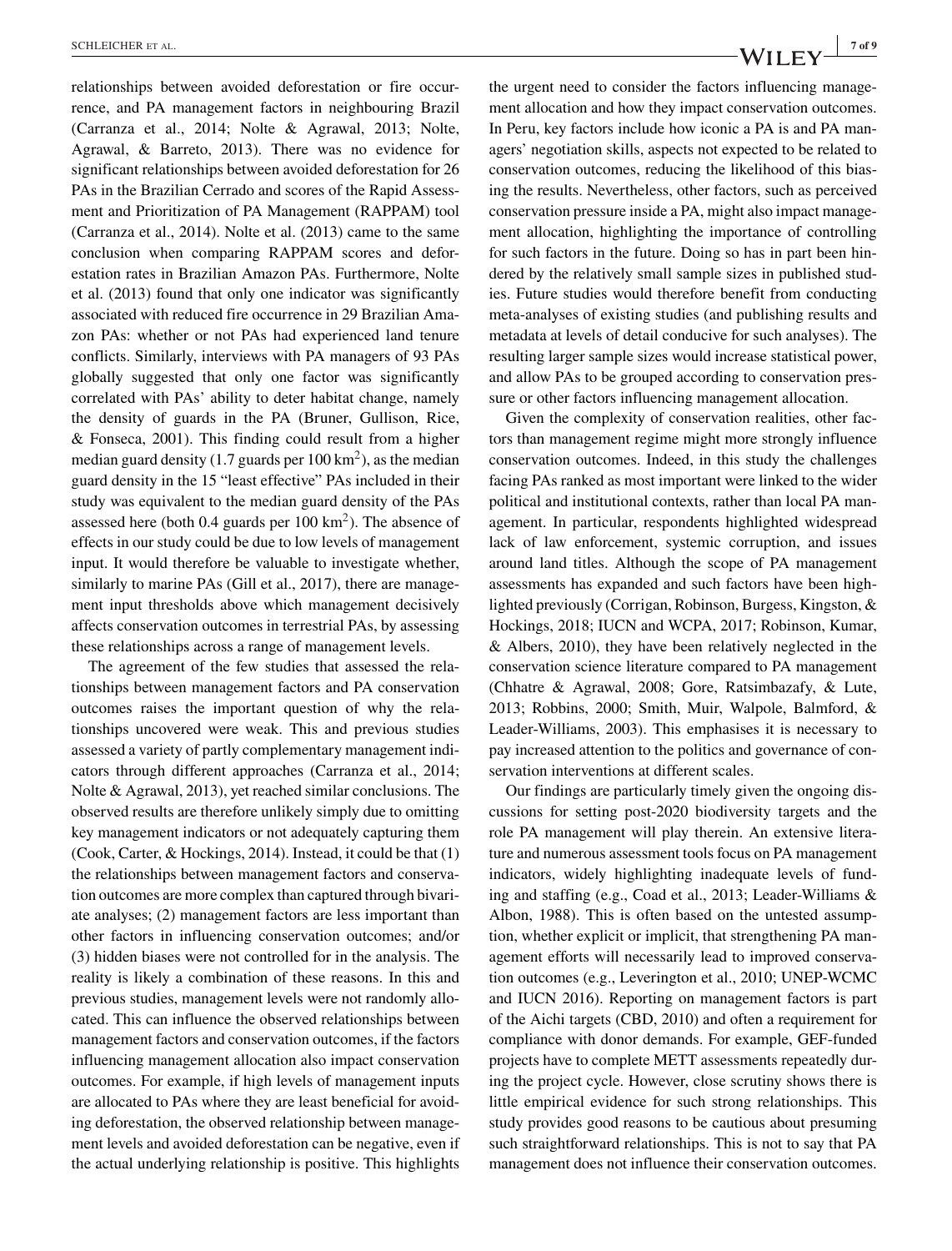relationships between avoided deforestation or fire occurrence, and PA management factors in neighbouring Brazil (Carranza et al., 2014; Nolte & Agrawal, 2013; Nolte, Agrawal, & Barreto, 2013). There was no evidence for significant relationships between avoided deforestation for 26 PAs in the Brazilian Cerrado and scores of the Rapid Assessment and Prioritization of PA Management (RAPPAM) tool (Carranza et al., 2014). Nolte et al. (2013) came to the same conclusion when comparing RAPPAM scores and deforestation rates in Brazilian Amazon PAs. Furthermore, Nolte et al. (2013) found that only one indicator was significantly associated with reduced fire occurrence in 29 Brazilian Amazon PAs: whether or not PAs had experienced land tenure conflicts. Similarly, interviews with PA managers of 93 PAs globally suggested that only one factor was significantly correlated with PAs' ability to deter habitat change, namely the density of guards in the PA (Bruner, Gullison, Rice, & Fonseca, 2001). This finding could result from a higher median guard density (1.7 guards per 100 $km^2$), as the median guard density in the 15 "least effective" PAs included in their study was equivalent to the median guard density of the PAs assessed here (both 0.4 guards per 100 $km^2$). The absence of effects in our study could be due to low levels of management input. It would therefore be valuable to investigate whether, similarly to marine PAs (Gill et al., 2017), there are management input thresholds above which management decisively affects conservation outcomes in terrestrial PAs, by assessing these relationships across a range of management levels.

The agreement of the few studies that assessed the relationships between management factors and PA conservation outcomes raises the important question of why the relationships uncovered were weak. This and previous studies assessed a variety of partly complementary management indicators through different approaches (Carranza et al., 2014; Nolte & Agrawal, 2013), yet reached similar conclusions. The observed results are therefore unlikely simply due to omitting key management indicators or not adequately capturing them (Cook, Carter, & Hockings, 2014). Instead, it could be that (1) the relationships between management factors and conservation outcomes are more complex than captured through bivariate analyses; (2) management factors are less important than other factors in influencing conservation outcomes; and/or (3) hidden biases were not controlled for in the analysis. The reality is likely a combination of these reasons. In this and previous studies, management levels were not randomly allocated. This can influence the observed relationships between management factors and conservation outcomes, if the factors influencing management allocation also impact conservation outcomes. For example, if high levels of management inputs are allocated to PAs where they are least beneficial for avoiding deforestation, the observed relationship between management levels and avoided deforestation can be negative, even if the actual underlying relationship is positive. This highlights the urgent need to consider the factors influencing management allocation and how they impact conservation outcomes. In Peru, key factors include how iconic a PA is and PA managers' negotiation skills, aspects not expected to be related to conservation outcomes, reducing the likelihood of this biasing the results. Nevertheless, other factors, such as perceived conservation pressure inside a PA, might also impact management allocation, highlighting the importance of controlling for such factors in the future. Doing so has in part been hindered by the relatively small sample sizes in published studies. Future studies would therefore benefit from conducting meta-analyses of existing studies (and publishing results and metadata at levels of detail conducive for such analyses). The resulting larger sample sizes would increase statistical power, and allow PAs to be grouped according to conservation pressure or other factors influencing management allocation.

Given the complexity of conservation realities, other factors than management regime might more strongly influence conservation outcomes. Indeed, in this study the challenges facing PAs ranked as most important were linked to the wider political and institutional contexts, rather than local PA management. In particular, respondents highlighted widespread lack of law enforcement, systemic corruption, and issues around land titles. Although the scope of PA management assessments has expanded and such factors have been highlighted previously (Corrigan, Robinson, Burgess, Kingston, & Hockings, 2018; IUCN and WCPA, 2017; Robinson, Kumar, & Albers, 2010), they have been relatively neglected in the conservation science literature compared to PA management (Chhatre & Agrawal, 2008; Gore, Ratsimbazafy, & Lute, 2013; Robbins, 2000; Smith, Muir, Walpole, Balmford, & Leader-Williams, 2003). This emphasises it is necessary to pay increased attention to the politics and governance of conservation interventions at different scales.

Our findings are particularly timely given the ongoing discussions for setting post-2020 biodiversity targets and the role PA management will play therein. An extensive literature and numerous assessment tools focus on PA management indicators, widely highlighting inadequate levels of funding and staffing (e.g., Coad et al., 2013; Leader-Williams & Albon, 1988). This is often based on the untested assumption, whether explicit or implicit, that strengthening PA management efforts will necessarily lead to improved conservation outcomes (e.g., Leverington et al., 2010; UNEP-WCMC and IUCN 2016). Reporting on management factors is part of the Aichi targets (CBD, 2010) and often a requirement for compliance with donor demands. For example, GEF-funded projects have to complete METT assessments repeatedly during the project cycle. However, close scrutiny shows there is little empirical evidence for such strong relationships. This study provides good reasons to be cautious about presuming such straightforward relationships. This is not to say that PA management does not influence their conservation outcomes.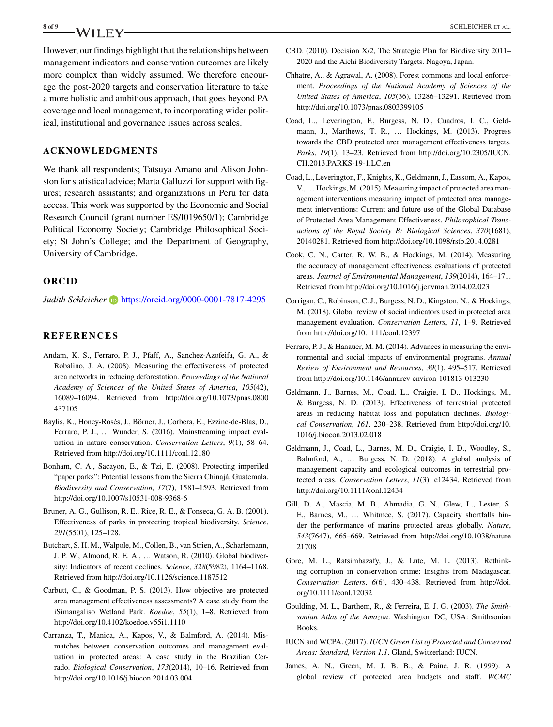However, our findings highlight that the relationships between management indicators and conservation outcomes are likely more complex than widely assumed. We therefore encourage the post-2020 targets and conservation literature to take a more holistic and ambitious approach, that goes beyond PA coverage and local management, to incorporating wider political, institutional and governance issues across scales.

## ACKNOWLEDGMENTS

We thank all respondents; Tatsuya Amano and Alison Johnston for statistical advice; Marta Galluzzi for support with figures; research assistants; and organizations in Peru for data access. This work was supported by the Economic and Social Research Council (grant number ES/I019650/1); Cambridge Political Economy Society; Cambridge Philosophical Society; St John's College; and the Department of Geography, University of Cambridge.

## ORCID

*Judith Schleicher* https://orcid.org/0000-0001-7817-4295

## REFERENCES

Andam, K. S., Ferraro, P. J., Pfaff, A., Sanchez-Azofeifa, G. A., & Robalino, J. A. (2008). Measuring the effectiveness of protected area networks in reducing deforestation. *Proceedings of the National Academy of Sciences of the United States of America*, *105*(42), 16089–16094. Retrieved from http://doi.org/10.1073/pnas.0800437105

Baylis, K., Honey-Rosés, J., Börner, J., Corbera, E., Ezzine-de-Blas, D., Ferraro, P. J., … Wunder, S. (2016). Mainstreaming impact evaluation in nature conservation. *Conservation Letters*, *9*(1), 58–64. Retrieved from http://doi.org/10.1111/conl.12180

Bonham, C. A., Sacayon, E., & Tzi, E. (2008). Protecting imperiled "paper parks": Potential lessons from the Sierra Chinajá, Guatemala. *Biodiversity and Conservation*, *17*(7), 1581–1593. Retrieved from http://doi.org/10.1007/s10531-008-9368-6

Bruner, A. G., Gullison, R. E., Rice, R. E., & Fonseca, G. A. B. (2001). Effectiveness of parks in protecting tropical biodiversity. *Science*, *291*(5501), 125–128.

Butchart, S. H. M., Walpole, M., Collen, B., van Strien, A., Scharlemann, J. P. W., Almond, R. E. A., … Watson, R. (2010). Global biodiversity: Indicators of recent declines. *Science*, *328*(5982), 1164–1168. Retrieved from http://doi.org/10.1126/science.1187512

Carbutt, C., & Goodman, P. S. (2013). How objective are protected area management effectiveness assessments? A case study from the iSimangaliso Wetland Park. *Koedoe*, *55*(1), 1–8. Retrieved from http://doi.org/10.4102/koedoe.v55i1.1110

Carranza, T., Manica, A., Kapos, V., & Balmford, A. (2014). Mismatches between conservation outcomes and management evaluation in protected areas: A case study in the Brazilian Cerrado. *Biological Conservation*, *173*(2014), 10–16. Retrieved from http://doi.org/10.1016/j.biocon.2014.03.004

CBD. (2010). Decision X/2, The Strategic Plan for Biodiversity 2011–2020 and the Aichi Biodiversity Targets. Nagoya, Japan.

Chhatre, A., & Agrawal, A. (2008). Forest commons and local enforcement. *Proceedings of the National Academy of Sciences of the United States of America*, *105*(36), 13286–13291. Retrieved from http://doi.org/10.1073/pnas.0803399105

Coad, L., Leverington, F., Burgess, N. D., Cuadros, I. C., Geldmann, J., Marthews, T. R., … Hockings, M. (2013). Progress towards the CBD protected area management effectiveness targets. *Parks*, *19*(1), 13–23. Retrieved from http://doi.org/10.2305/IUCN.CH.2013.PARKS-19-1.LC.en

Coad, L., Leverington, F., Knights, K., Geldmann, J., Eassom, A., Kapos, V., … Hockings, M. (2015). Measuring impact of protected area management interventions measuring impact of protected area management interventions: Current and future use of the Global Database of Protected Area Management Effectiveness. *Philosophical Transactions of the Royal Society B: Biological Sciences*, *370*(1681), 20140281. Retrieved from http://doi.org/10.1098/rstb.2014.0281

Cook, C. N., Carter, R. W. B., & Hockings, M. (2014). Measuring the accuracy of management effectiveness evaluations of protected areas. *Journal of Environmental Management*, *139*(2014), 164–171. Retrieved from http://doi.org/10.1016/j.jenvman.2014.02.023

Corrigan, C., Robinson, C. J., Burgess, N. D., Kingston, N., & Hockings, M. (2018). Global review of social indicators used in protected area management evaluation. *Conservation Letters*, *11*, 1–9. Retrieved from http://doi.org/10.1111/conl.12397

Ferraro, P. J., & Hanauer, M. M. (2014). Advances in measuring the environmental and social impacts of environmental programs. *Annual Review of Environment and Resources*, *39*(1), 495–517. Retrieved from http://doi.org/10.1146/annurev-environ-101813-013230

Geldmann, J., Barnes, M., Coad, L., Craigie, I. D., Hockings, M., & Burgess, N. D. (2013). Effectiveness of terrestrial protected areas in reducing habitat loss and population declines. *Biological Conservation*, *161*, 230–238. Retrieved from http://doi.org/10.1016/j.biocon.2013.02.018

Geldmann, J., Coad, L., Barnes, M. D., Craigie, I. D., Woodley, S., Balmford, A., … Burgess, N. D. (2018). A global analysis of management capacity and ecological outcomes in terrestrial protected areas. *Conservation Letters*, *11*(3), e12434. Retrieved from http://doi.org/10.1111/conl.12434

Gill, D. A., Mascia, M. B., Ahmadia, G. N., Glew, L., Lester, S. E., Barnes, M., … Whitmee, S. (2017). Capacity shortfalls hinder the performance of marine protected areas globally. *Nature*, *543*(7647), 665–669. Retrieved from http://doi.org/10.1038/nature21708

Gore, M. L., Ratsimbazafy, J., & Lute, M. L. (2013). Rethinking corruption in conservation crime: Insights from Madagascar. *Conservation Letters*, *6*(6), 430–438. Retrieved from http://doi.org/10.1111/conl.12032

Goulding, M. L., Barthem, R., & Ferreira, E. J. G. (2003). *The Smithsonian Atlas of the Amazon*. Washington DC, USA: Smithsonian Books.

IUCN and WCPA. (2017). *IUCN Green List of Protected and Conserved Areas: Standard, Version 1.1*. Gland, Switzerland: IUCN.

James, A. N., Green, M. J. B. B., & Paine, J. R. (1999). A global review of protected area budgets and staff. *WCMC*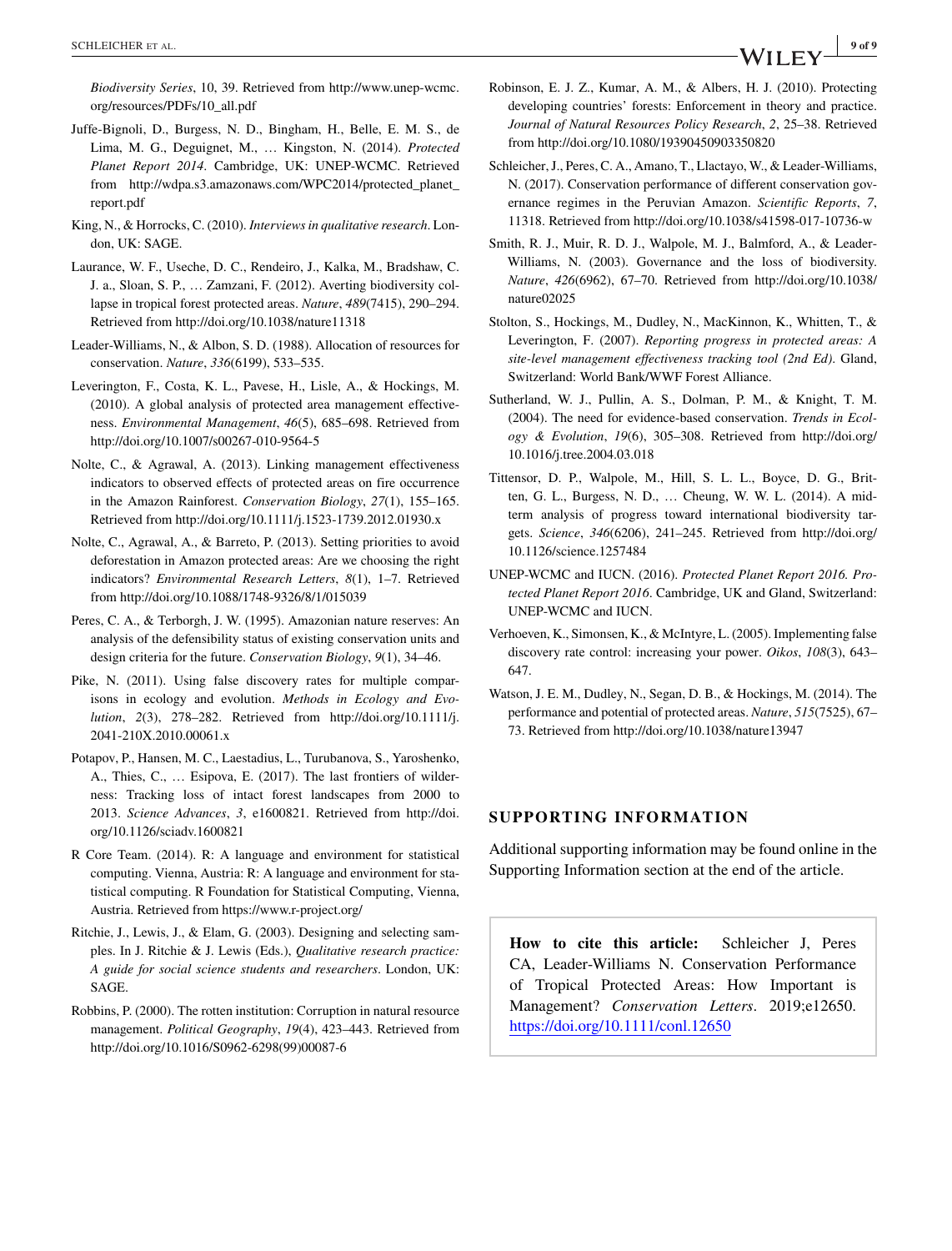*Biodiversity Series*, 10, 39. Retrieved from http://www.unep-wcmc.org/resources/PDFs/10_all.pdf

Juffe-Bignoli, D., Burgess, N. D., Bingham, H., Belle, E. M. S., de Lima, M. G., Deguignet, M., … Kingston, N. (2014). *Protected Planet Report 2014*. Cambridge, UK: UNEP-WCMC. Retrieved from http://wdpa.s3.amazonaws.com/WPC2014/protected_planet_report.pdf

King, N., & Horrocks, C. (2010). *Interviews in qualitative research*. London, UK: SAGE.

Laurance, W. F., Useche, D. C., Rendeiro, J., Kalka, M., Bradshaw, C. J. a., Sloan, S. P., … Zamzani, F. (2012). Averting biodiversity collapse in tropical forest protected areas. *Nature*, *489*(7415), 290–294. Retrieved from http://doi.org/10.1038/nature11318

Leader-Williams, N., & Albon, S. D. (1988). Allocation of resources for conservation. *Nature*, *336*(6199), 533–535.

Leverington, F., Costa, K. L., Pavese, H., Lisle, A., & Hockings, M. (2010). A global analysis of protected area management effectiveness. *Environmental Management*, *46*(5), 685–698. Retrieved from http://doi.org/10.1007/s00267-010-9564-5

Nolte, C., & Agrawal, A. (2013). Linking management effectiveness indicators to observed effects of protected areas on fire occurrence in the Amazon Rainforest. *Conservation Biology*, *27*(1), 155–165. Retrieved from http://doi.org/10.1111/j.1523-1739.2012.01930.x

Nolte, C., Agrawal, A., & Barreto, P. (2013). Setting priorities to avoid deforestation in Amazon protected areas: Are we choosing the right indicators? *Environmental Research Letters*, *8*(1), 1–7. Retrieved from http://doi.org/10.1088/1748-9326/8/1/015039

Peres, C. A., & Terborgh, J. W. (1995). Amazonian nature reserves: An analysis of the defensibility status of existing conservation units and design criteria for the future. *Conservation Biology*, *9*(1), 34–46.

Pike, N. (2011). Using false discovery rates for multiple comparisons in ecology and evolution. *Methods in Ecology and Evolution*, *2*(3), 278–282. Retrieved from http://doi.org/10.1111/j.2041-210X.2010.00061.x

Potapov, P., Hansen, M. C., Laestadius, L., Turubanova, S., Yaroshenko, A., Thies, C., … Esipova, E. (2017). The last frontiers of wilderness: Tracking loss of intact forest landscapes from 2000 to 2013. *Science Advances*, *3*, e1600821. Retrieved from http://doi.org/10.1126/sciadv.1600821

R Core Team. (2014). R: A language and environment for statistical computing. Vienna, Austria: R: A language and environment for statistical computing. R Foundation for Statistical Computing, Vienna, Austria. Retrieved from https://www.r-project.org/

Ritchie, J., Lewis, J., & Elam, G. (2003). Designing and selecting samples. In J. Ritchie & J. Lewis (Eds.), *Qualitative research practice: A guide for social science students and researchers*. London, UK: SAGE.

Robbins, P. (2000). The rotten institution: Corruption in natural resource management. *Political Geography*, *19*(4), 423–443. Retrieved from http://doi.org/10.1016/S0962-6298(99)00087-6

Robinson, E. J. Z., Kumar, A. M., & Albers, H. J. (2010). Protecting developing countries' forests: Enforcement in theory and practice. *Journal of Natural Resources Policy Research*, *2*, 25–38. Retrieved from http://doi.org/10.1080/19390450903350820

Schleicher, J., Peres, C. A., Amano, T., Llactayo, W., & Leader-Williams, N. (2017). Conservation performance of different conservation governance regimes in the Peruvian Amazon. *Scientific Reports*, *7*, 11318. Retrieved from http://doi.org/10.1038/s41598-017-10736-w

Smith, R. J., Muir, R. D. J., Walpole, M. J., Balmford, A., & Leader-Williams, N. (2003). Governance and the loss of biodiversity. *Nature*, *426*(6962), 67–70. Retrieved from http://doi.org/10.1038/nature02025

Stolton, S., Hockings, M., Dudley, N., MacKinnon, K., Whitten, T., & Leverington, F. (2007). *Reporting progress in protected areas: A site-level management effectiveness tracking tool (2nd Ed)*. Gland, Switzerland: World Bank/WWF Forest Alliance.

Sutherland, W. J., Pullin, A. S., Dolman, P. M., & Knight, T. M. (2004). The need for evidence-based conservation. *Trends in Ecology & Evolution*, *19*(6), 305–308. Retrieved from http://doi.org/10.1016/j.tree.2004.03.018

Tittensor, D. P., Walpole, M., Hill, S. L. L., Boyce, D. G., Britten, G. L., Burgess, N. D., … Cheung, W. W. L. (2014). A mid-term analysis of progress toward international biodiversity targets. *Science*, *346*(6206), 241–245. Retrieved from http://doi.org/10.1126/science.1257484

UNEP-WCMC and IUCN. (2016). *Protected Planet Report 2016. Protected Planet Report 2016*. Cambridge, UK and Gland, Switzerland: UNEP-WCMC and IUCN.

Verhoeven, K., Simonsen, K., & McIntyre, L. (2005). Implementing false discovery rate control: increasing your power. *Oikos*, *108*(3), 643–647.

Watson, J. E. M., Dudley, N., Segan, D. B., & Hockings, M. (2014). The performance and potential of protected areas. *Nature*, *515*(7525), 67–73. Retrieved from http://doi.org/10.1038/nature13947

## SUPPORTING INFORMATION

Additional supporting information may be found online in the Supporting Information section at the end of the article.

**How to cite this article:** Schleicher J, Peres CA, Leader-Williams N. Conservation Performance of Tropical Protected Areas: How Important is Management? *Conservation Letters*. 2019;e12650. https://doi.org/10.1111/conl.12650